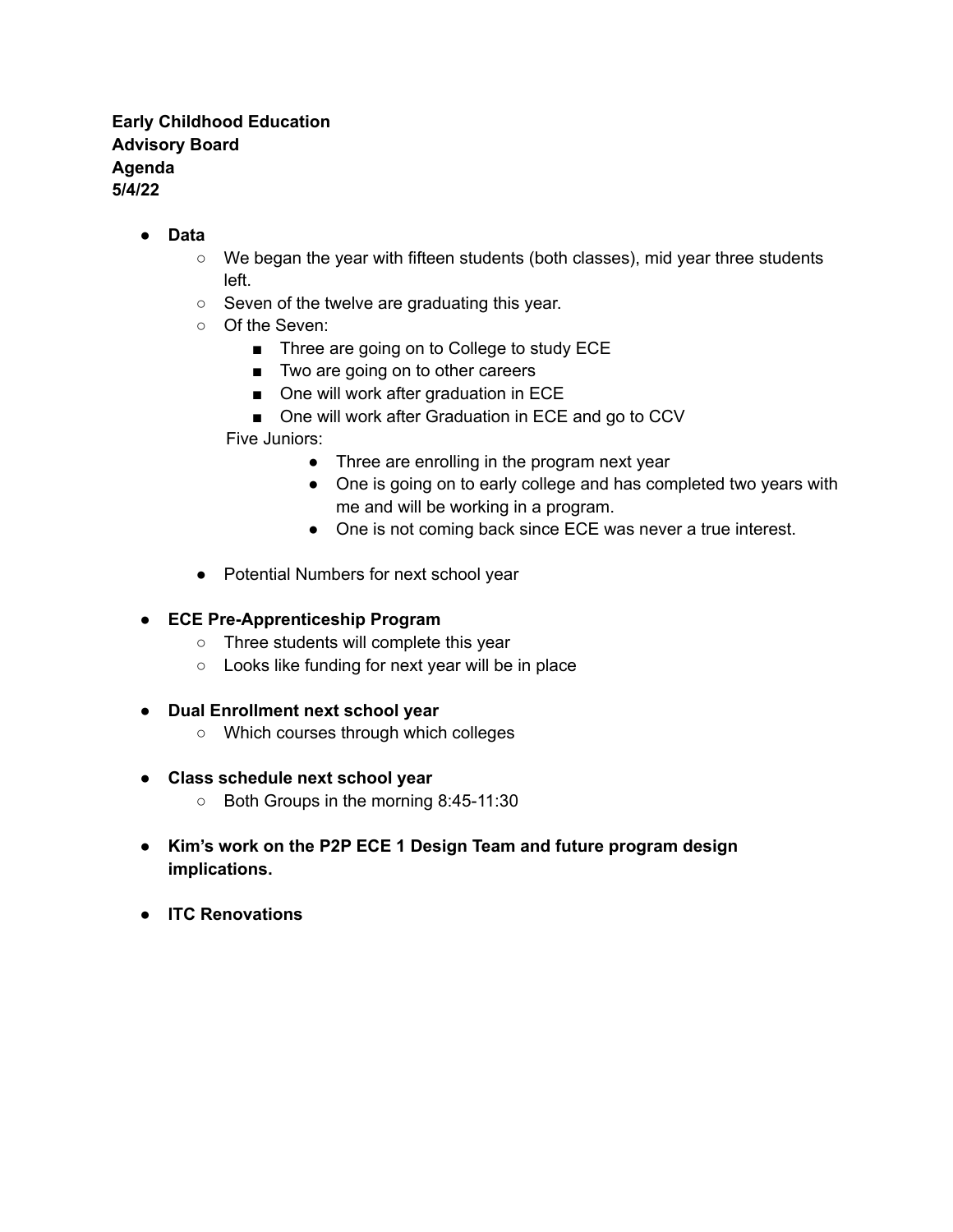**Early Childhood Education**
**Advisory Board**
**Agenda**
**5/4/22**

- **Data**
  - We began the year with fifteen students (both classes), mid year three students left.
  - Seven of the twelve are graduating this year.
  - Of the Seven:
    - Three are going on to College to study ECE
    - Two are going on to other careers
    - One will work after graduation in ECE
    - One will work after Graduation in ECE and go to CCV

    Five Juniors:
    - Three are enrolling in the program next year
    - One is going on to early college and has completed two years with me and will be working in a program.
    - One is not coming back since ECE was never a true interest.

  - Potential Numbers for next school year

- **ECE Pre-Apprenticeship Program**
  - Three students will complete this year
  - Looks like funding for next year will be in place

- **Dual Enrollment next school year**
  - Which courses through which colleges

- **Class schedule next school year**
  - Both Groups in the morning 8:45-11:30

- **Kim's work on the P2P ECE 1 Design Team and future program design implications.**

- **ITC Renovations**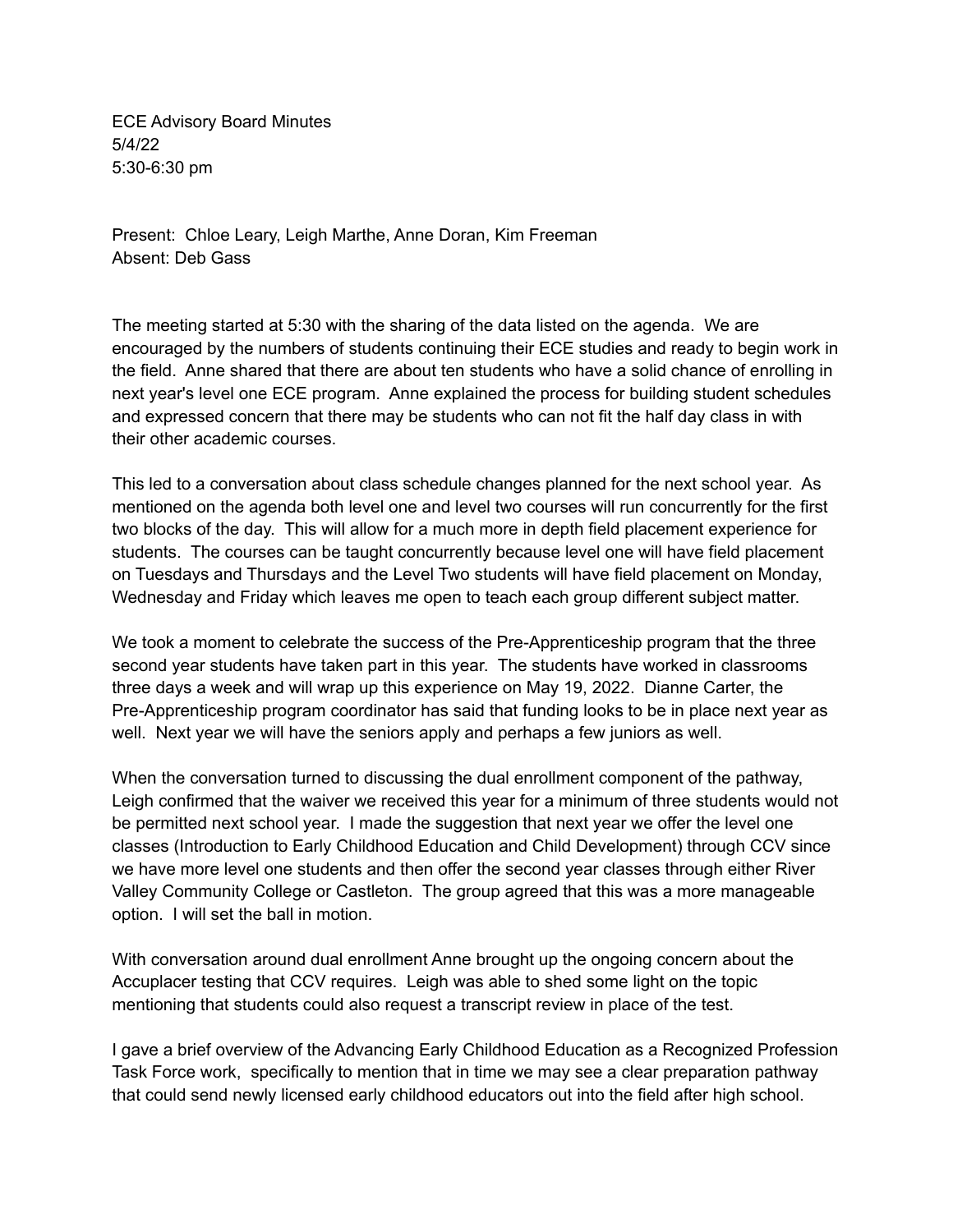ECE Advisory Board Minutes
5/4/22
5:30-6:30 pm

Present: Chloe Leary, Leigh Marthe, Anne Doran, Kim Freeman
Absent: Deb Gass

The meeting started at 5:30 with the sharing of the data listed on the agenda. We are encouraged by the numbers of students continuing their ECE studies and ready to begin work in the field. Anne shared that there are about ten students who have a solid chance of enrolling in next year's level one ECE program. Anne explained the process for building student schedules and expressed concern that there may be students who can not fit the half day class in with their other academic courses.

This led to a conversation about class schedule changes planned for the next school year. As mentioned on the agenda both level one and level two courses will run concurrently for the first two blocks of the day. This will allow for a much more in depth field placement experience for students. The courses can be taught concurrently because level one will have field placement on Tuesdays and Thursdays and the Level Two students will have field placement on Monday, Wednesday and Friday which leaves me open to teach each group different subject matter.

We took a moment to celebrate the success of the Pre-Apprenticeship program that the three second year students have taken part in this year. The students have worked in classrooms three days a week and will wrap up this experience on May 19, 2022. Dianne Carter, the Pre-Apprenticeship program coordinator has said that funding looks to be in place next year as well. Next year we will have the seniors apply and perhaps a few juniors as well.

When the conversation turned to discussing the dual enrollment component of the pathway, Leigh confirmed that the waiver we received this year for a minimum of three students would not be permitted next school year. I made the suggestion that next year we offer the level one classes (Introduction to Early Childhood Education and Child Development) through CCV since we have more level one students and then offer the second year classes through either River Valley Community College or Castleton. The group agreed that this was a more manageable option. I will set the ball in motion.

With conversation around dual enrollment Anne brought up the ongoing concern about the Accuplacer testing that CCV requires. Leigh was able to shed some light on the topic mentioning that students could also request a transcript review in place of the test.

I gave a brief overview of the Advancing Early Childhood Education as a Recognized Profession Task Force work, specifically to mention that in time we may see a clear preparation pathway that could send newly licensed early childhood educators out into the field after high school.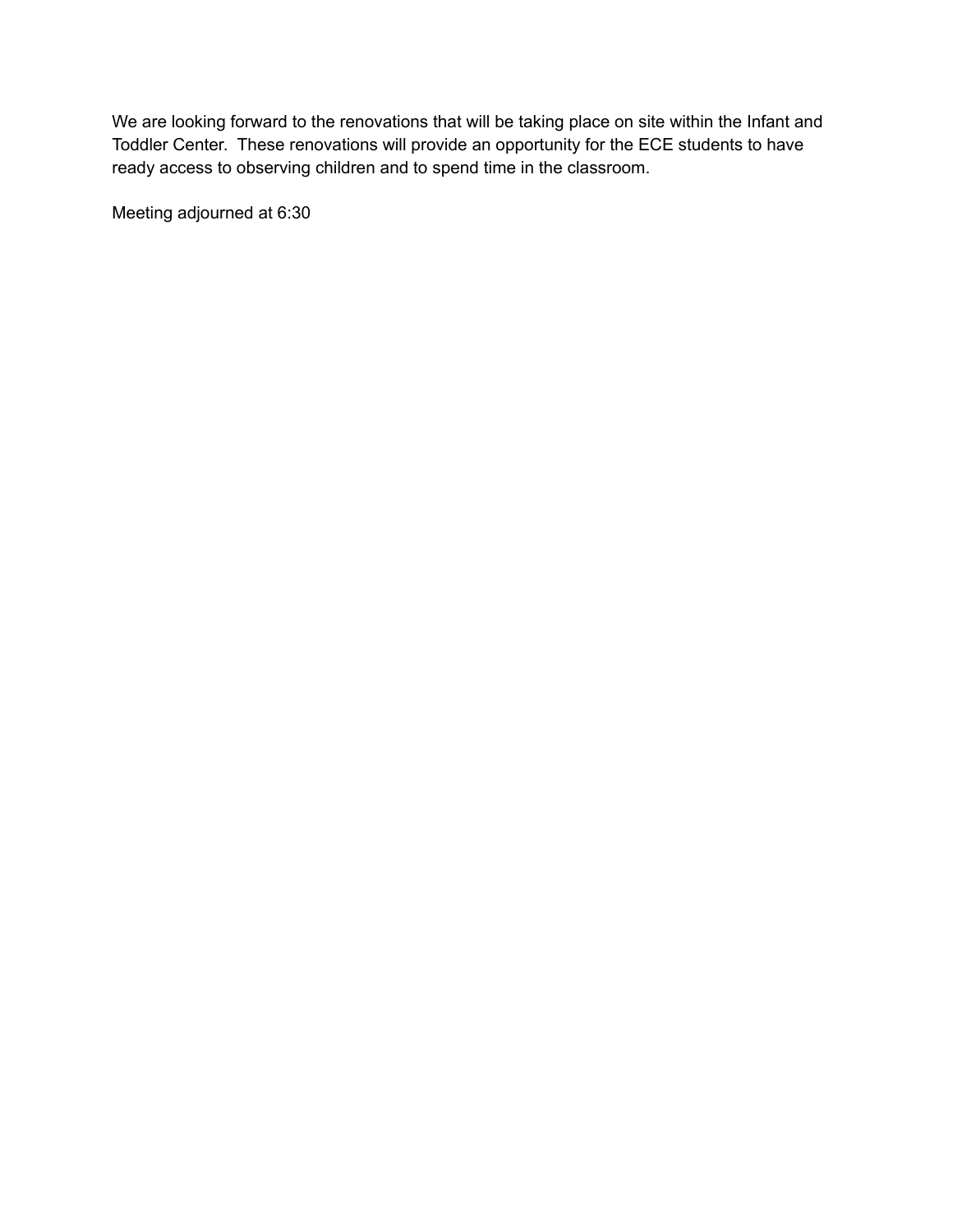We are looking forward to the renovations that will be taking place on site within the Infant and Toddler Center. These renovations will provide an opportunity for the ECE students to have ready access to observing children and to spend time in the classroom.

Meeting adjourned at 6:30